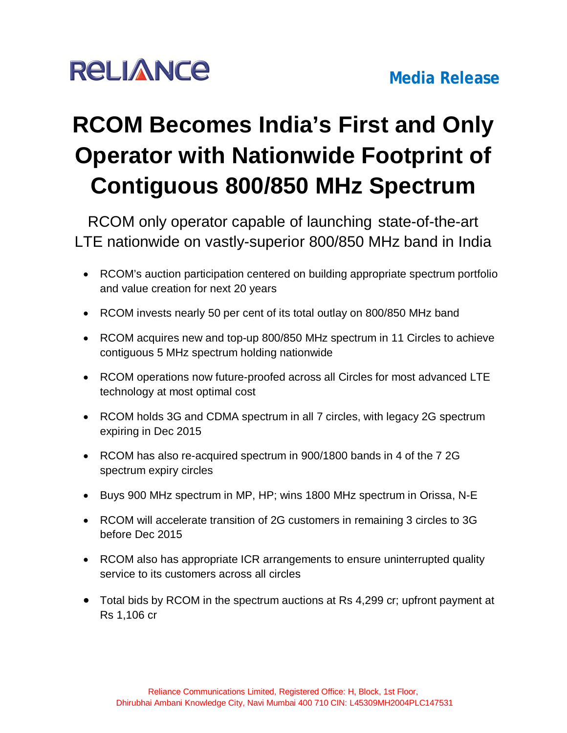RELIANCE

**Media Release**

# RCOM Becomes India's First and Only Operator with Nationwide Footprint of Contiguous 800/850 MHz Spectrum

## RCOM only operator capable of launching state-of-the-art LTE nationwide on vastly-superior 800/850 MHz band in India

- RCOM's auction participation centered on building appropriate spectrum portfolio and value creation for next 20 years
- RCOM invests nearly 50 per cent of its total outlay on 800/850 MHz band
- RCOM acquires new and top-up 800/850 MHz spectrum in 11 Circles to achieve contiguous 5 MHz spectrum holding nationwide
- RCOM operations now future-proofed across all Circles for most advanced LTE technology at most optimal cost
- RCOM holds 3G and CDMA spectrum in all 7 circles, with legacy 2G spectrum expiring in Dec 2015
- RCOM has also re-acquired spectrum in 900/1800 bands in 4 of the 7 2G spectrum expiry circles
- Buys 900 MHz spectrum in MP, HP; wins 1800 MHz spectrum in Orissa, N-E
- RCOM will accelerate transition of 2G customers in remaining 3 circles to 3G before Dec 2015
- RCOM also has appropriate ICR arrangements to ensure uninterrupted quality service to its customers across all circles
- Total bids by RCOM in the spectrum auctions at Rs 4,299 cr; upfront payment at Rs 1,106 cr

Reliance Communications Limited, Registered Office: H, Block, 1st Floor, Dhirubhai Ambani Knowledge City, Navi Mumbai 400 710 CIN: L45309MH2004PLC147531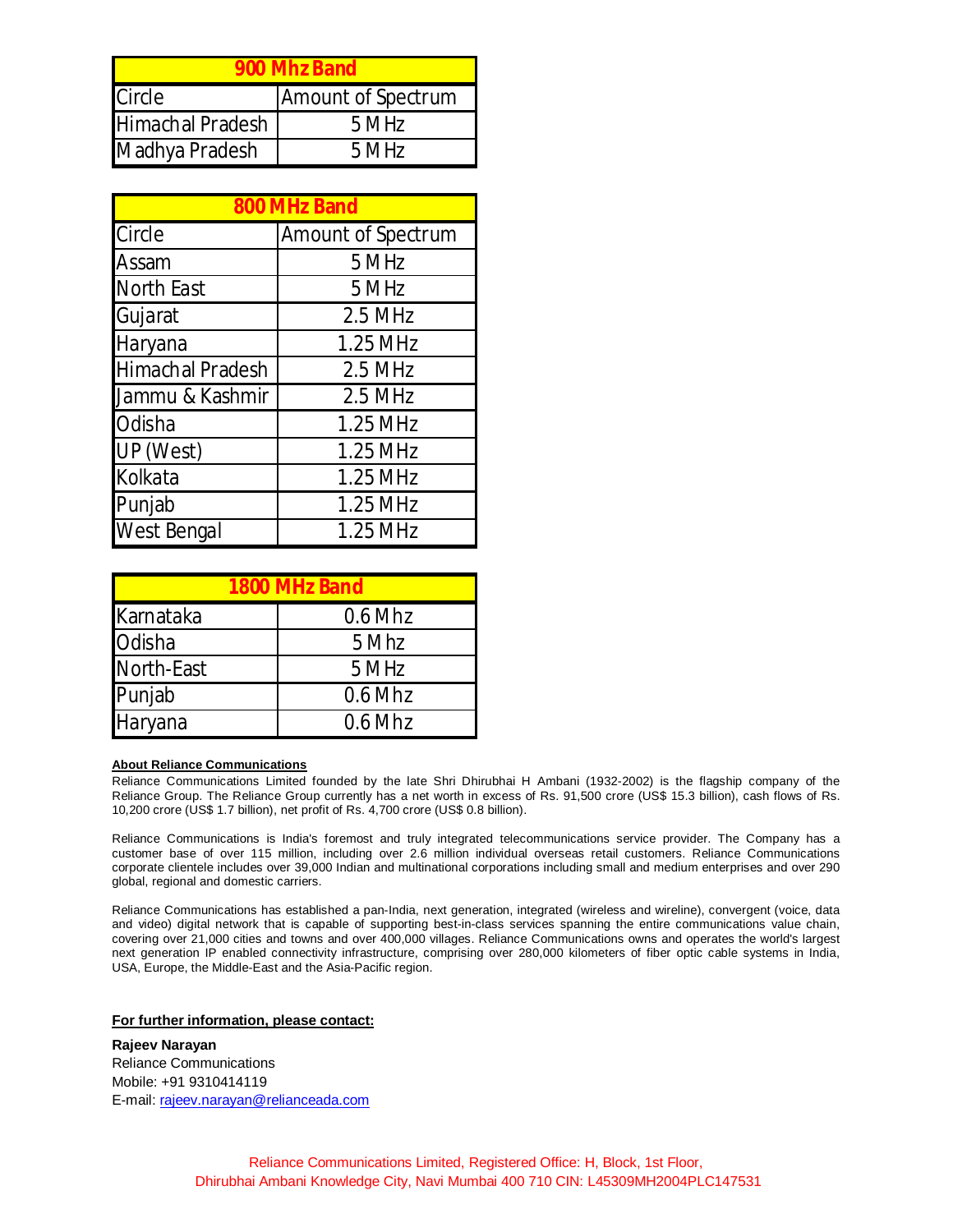| 900 Mhz Band | |
|---|---|
| Circle | Amount of Spectrum |
| Himachal Pradesh | 5 MHz |
| Madhya Pradesh | 5 MHz |

| 800 MHz Band | |
|---|---|
| Circle | Amount of Spectrum |
| Assam | 5 MHz |
| North East | 5 MHz |
| Gujarat | 2.5 MHz |
| Haryana | 1.25 MHz |
| Himachal Pradesh | 2.5 MHz |
| Jammu & Kashmir | 2.5 MHz |
| Odisha | 1.25 MHz |
| UP (West) | 1.25 MHz |
| Kolkata | 1.25 MHz |
| Punjab | 1.25 MHz |
| West Bengal | 1.25 MHz |

| 1800 MHz Band | |
|---|---|
| Karnataka | 0.6 Mhz |
| Odisha | 5 Mhz |
| North-East | 5 MHz |
| Punjab | 0.6 Mhz |
| Haryana | 0.6 Mhz |

**About Reliance Communications**

Reliance Communications Limited founded by the late Shri Dhirubhai H Ambani (1932-2002) is the flagship company of the Reliance Group. The Reliance Group currently has a net worth in excess of Rs. 91,500 crore (US$ 15.3 billion), cash flows of Rs. 10,200 crore (US$ 1.7 billion), net profit of Rs. 4,700 crore (US$ 0.8 billion).

Reliance Communications is India's foremost and truly integrated telecommunications service provider. The Company has a customer base of over 115 million, including over 2.6 million individual overseas retail customers. Reliance Communications corporate clientele includes over 39,000 Indian and multinational corporations including small and medium enterprises and over 290 global, regional and domestic carriers.

Reliance Communications has established a pan-India, next generation, integrated (wireless and wireline), convergent (voice, data and video) digital network that is capable of supporting best-in-class services spanning the entire communications value chain, covering over 21,000 cities and towns and over 400,000 villages. Reliance Communications owns and operates the world's largest next generation IP enabled connectivity infrastructure, comprising over 280,000 kilometers of fiber optic cable systems in India, USA, Europe, the Middle-East and the Asia-Pacific region.

**For further information, please contact:**

**Rajeev Narayan**
Reliance Communications
Mobile: +91 9310414119
E-mail: rajeev.narayan@relianceada.com

Reliance Communications Limited, Registered Office: H, Block, 1st Floor,
Dhirubhai Ambani Knowledge City, Navi Mumbai 400 710 CIN: L45309MH2004PLC147531